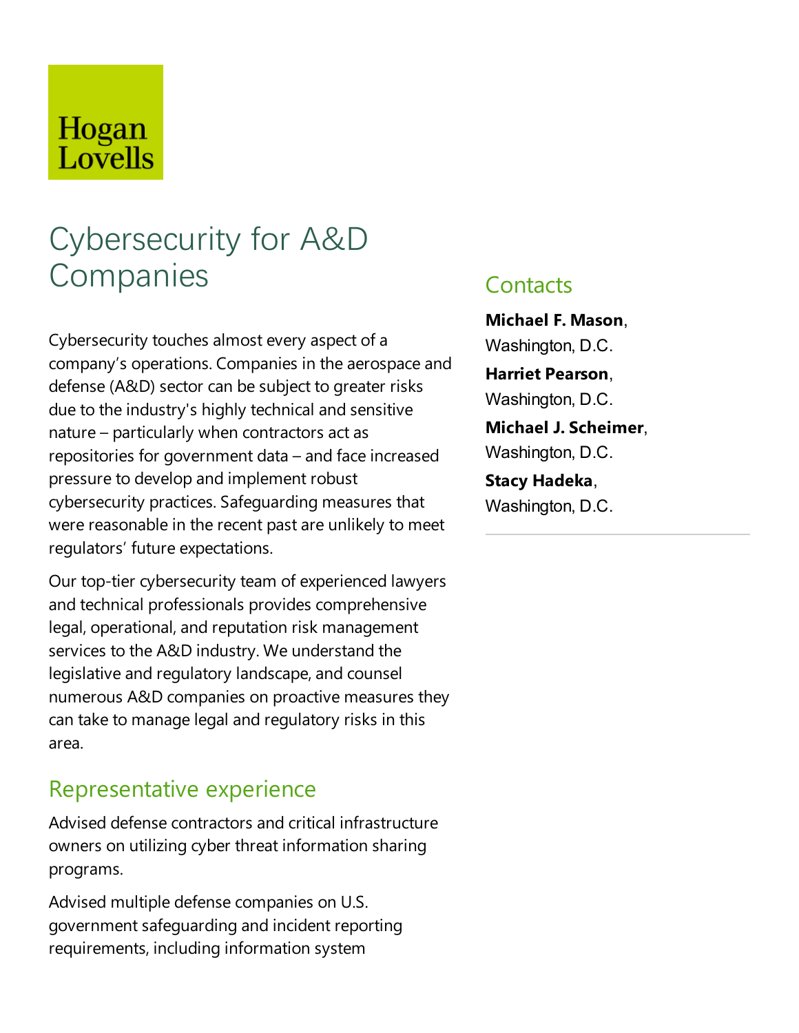Hogan Lovells

# Cybersecurity for A&D Companies

Cybersecurity touches almost every aspect of a company's operations. Companies in the aerospace and defense (A&D) sector can be subject to greater risks due to the industry's highly technical and sensitive nature – particularly when contractors act as repositories for government data – and face increased pressure to develop and implement robust cybersecurity practices. Safeguarding measures that were reasonable in the recent past are unlikely to meet regulators' future expectations.

Our top-tier cybersecurity team of experienced lawyers and technical professionals provides comprehensive legal, operational, and reputation risk management services to the A&D industry. We understand the legislative and regulatory landscape, and counsel numerous A&D companies on proactive measures they can take to manage legal and regulatory risks in this area.

## Representative experience

Advised defense contractors and critical infrastructure owners on utilizing cyber threat information sharing programs.

Advised multiple defense companies on U.S. government safeguarding and incident reporting requirements, including information system

## Contacts

**Michael F. Mason**, Washington, D.C.

**Harriet Pearson**, Washington, D.C.

**Michael J. Scheimer**, Washington, D.C.

**Stacy Hadeka**, Washington, D.C.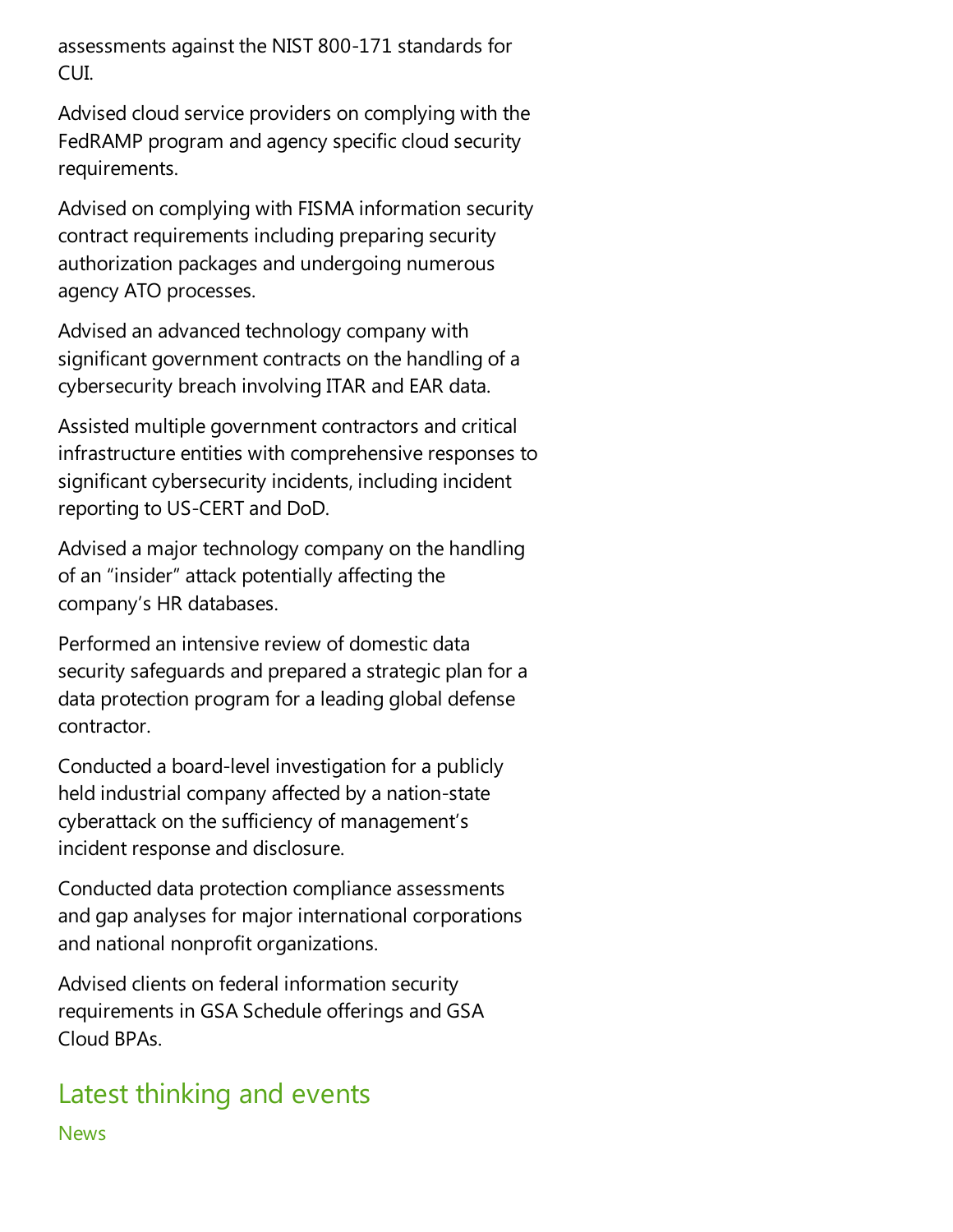assessments against the NIST 800-171 standards for CUI.

Advised cloud service providers on complying with the FedRAMP program and agency specific cloud security requirements.

Advised on complying with FISMA information security contract requirements including preparing security authorization packages and undergoing numerous agency ATO processes.

Advised an advanced technology company with significant government contracts on the handling of a cybersecurity breach involving ITAR and EAR data.

Assisted multiple government contractors and critical infrastructure entities with comprehensive responses to significant cybersecurity incidents, including incident reporting to US-CERT and DoD.

Advised a major technology company on the handling of an "insider" attack potentially affecting the company's HR databases.

Performed an intensive review of domestic data security safeguards and prepared a strategic plan for a data protection program for a leading global defense contractor.

Conducted a board-level investigation for a publicly held industrial company affected by a nation-state cyberattack on the sufficiency of management's incident response and disclosure.

Conducted data protection compliance assessments and gap analyses for major international corporations and national nonprofit organizations.

Advised clients on federal information security requirements in GSA Schedule offerings and GSA Cloud BPAs.

## Latest thinking and events

News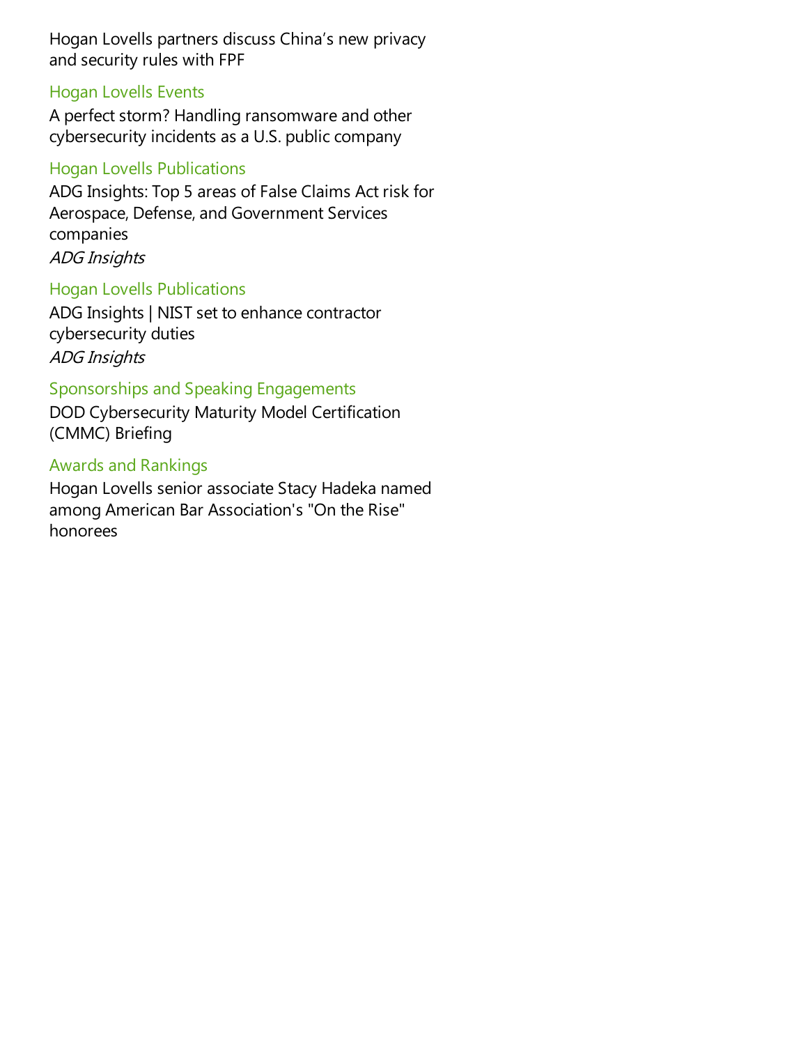Hogan Lovells partners discuss China's new privacy and security rules with FPF

Hogan Lovells Events

A perfect storm? Handling ransomware and other cybersecurity incidents as a U.S. public company

Hogan Lovells Publications

ADG Insights: Top 5 areas of False Claims Act risk for Aerospace, Defense, and Government Services companies

*ADG Insights*

Hogan Lovells Publications

ADG Insights | NIST set to enhance contractor cybersecurity duties

*ADG Insights*

Sponsorships and Speaking Engagements

DOD Cybersecurity Maturity Model Certification (CMMC) Briefing

Awards and Rankings

Hogan Lovells senior associate Stacy Hadeka named among American Bar Association's "On the Rise" honorees